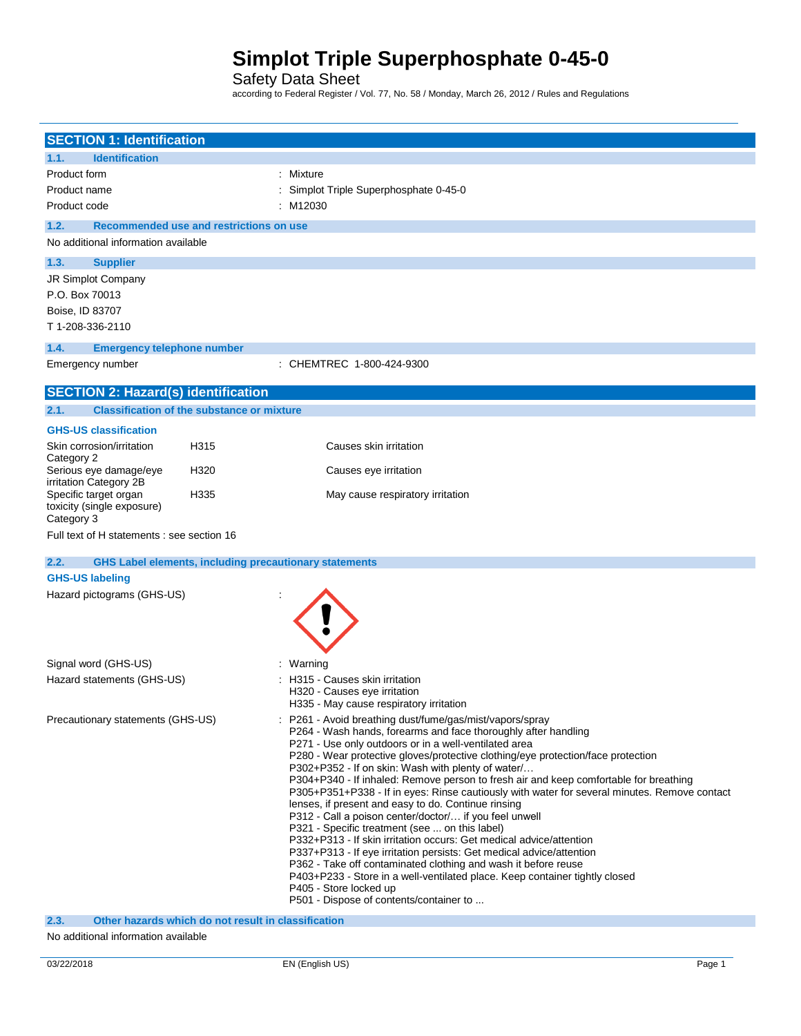# Simplot Triple Superphosphate 0-45-0

Safety Data Sheet

according to Federal Register / Vol. 77, No. 58 / Monday, March 26, 2012 / Rules and Regulations

## SECTION 1: Identification

### 1.1. Identification

| | |
|---|---|
| Product form | : Mixture |
| Product name | : Simplot Triple Superphosphate 0-45-0 |
| Product code | : M12030 |

### 1.2. Recommended use and restrictions on use

No additional information available

### 1.3. Supplier

JR Simplot Company
P.O. Box 70013
Boise, ID 83707
T 1-208-336-2110

### 1.4. Emergency telephone number

Emergency number : CHEMTREC 1-800-424-9300

## SECTION 2: Hazard(s) identification

### 2.1. Classification of the substance or mixture

**GHS-US classification**

| | | |
|---|---|---|
| Skin corrosion/irritation Category 2 | H315 | Causes skin irritation |
| Serious eye damage/eye irritation Category 2B | H320 | Causes eye irritation |
| Specific target organ toxicity (single exposure) Category 3 | H335 | May cause respiratory irritation |

Full text of H statements : see section 16

### 2.2. GHS Label elements, including precautionary statements

**GHS-US labeling**

Hazard pictograms (GHS-US) :

Signal word (GHS-US) : Warning

Hazard statements (GHS-US) :
H315 - Causes skin irritation
H320 - Causes eye irritation
H335 - May cause respiratory irritation

Precautionary statements (GHS-US) :
P261 - Avoid breathing dust/fume/gas/mist/vapors/spray
P264 - Wash hands, forearms and face thoroughly after handling
P271 - Use only outdoors or in a well-ventilated area
P280 - Wear protective gloves/protective clothing/eye protection/face protection
P302+P352 - If on skin: Wash with plenty of water/…
P304+P340 - If inhaled: Remove person to fresh air and keep comfortable for breathing
P305+P351+P338 - If in eyes: Rinse cautiously with water for several minutes. Remove contact lenses, if present and easy to do. Continue rinsing
P312 - Call a poison center/doctor/… if you feel unwell
P321 - Specific treatment (see ... on this label)
P332+P313 - If skin irritation occurs: Get medical advice/attention
P337+P313 - If eye irritation persists: Get medical advice/attention
P362 - Take off contaminated clothing and wash it before reuse
P403+P233 - Store in a well-ventilated place. Keep container tightly closed
P405 - Store locked up
P501 - Dispose of contents/container to ...

### 2.3. Other hazards which do not result in classification

No additional information available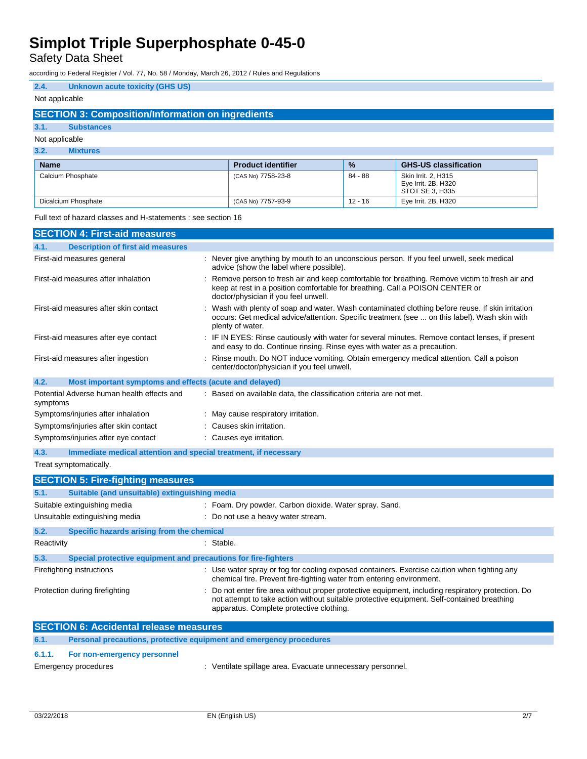### 2.4. Unknown acute toxicity (GHS US)

Not applicable

## SECTION 3: Composition/Information on ingredients

### 3.1. Substances

Not applicable

### 3.2. Mixtures

| Name | Product identifier | % | GHS-US classification |
|---|---|---|---|
| Calcium Phosphate | (CAS No) 7758-23-8 | 84 - 88 | Skin Irrit. 2, H315<br>Eye Irrit. 2B, H320<br>STOT SE 3, H335 |
| Dicalcium Phosphate | (CAS No) 7757-93-9 | 12 - 16 | Eye Irrit. 2B, H320 |

Full text of hazard classes and H-statements : see section 16

## SECTION 4: First-aid measures

### 4.1. Description of first aid measures

First-aid measures general : Never give anything by mouth to an unconscious person. If you feel unwell, seek medical advice (show the label where possible).

First-aid measures after inhalation : Remove person to fresh air and keep comfortable for breathing. Remove victim to fresh air and keep at rest in a position comfortable for breathing. Call a POISON CENTER or doctor/physician if you feel unwell.

First-aid measures after skin contact : Wash with plenty of soap and water. Wash contaminated clothing before reuse. If skin irritation occurs: Get medical advice/attention. Specific treatment (see ... on this label). Wash skin with plenty of water.

First-aid measures after eye contact : IF IN EYES: Rinse cautiously with water for several minutes. Remove contact lenses, if present and easy to do. Continue rinsing. Rinse eyes with water as a precaution.

First-aid measures after ingestion : Rinse mouth. Do NOT induce vomiting. Obtain emergency medical attention. Call a poison center/doctor/physician if you feel unwell.

### 4.2. Most important symptoms and effects (acute and delayed)

Potential Adverse human health effects and symptoms : Based on available data, the classification criteria are not met.

Symptoms/injuries after inhalation : May cause respiratory irritation.

Symptoms/injuries after skin contact : Causes skin irritation.

Symptoms/injuries after eye contact : Causes eye irritation.

### 4.3. Immediate medical attention and special treatment, if necessary

Treat symptomatically.

## SECTION 5: Fire-fighting measures

### 5.1. Suitable (and unsuitable) extinguishing media

Suitable extinguishing media : Foam. Dry powder. Carbon dioxide. Water spray. Sand.

Unsuitable extinguishing media : Do not use a heavy water stream.

### 5.2. Specific hazards arising from the chemical

Reactivity : Stable.

### 5.3. Special protective equipment and precautions for fire-fighters

Firefighting instructions : Use water spray or fog for cooling exposed containers. Exercise caution when fighting any chemical fire. Prevent fire-fighting water from entering environment.

Protection during firefighting : Do not enter fire area without proper protective equipment, including respiratory protection. Do not attempt to take action without suitable protective equipment. Self-contained breathing apparatus. Complete protective clothing.

## SECTION 6: Accidental release measures

### 6.1. Personal precautions, protective equipment and emergency procedures

#### 6.1.1. For non-emergency personnel

Emergency procedures : Ventilate spillage area. Evacuate unnecessary personnel.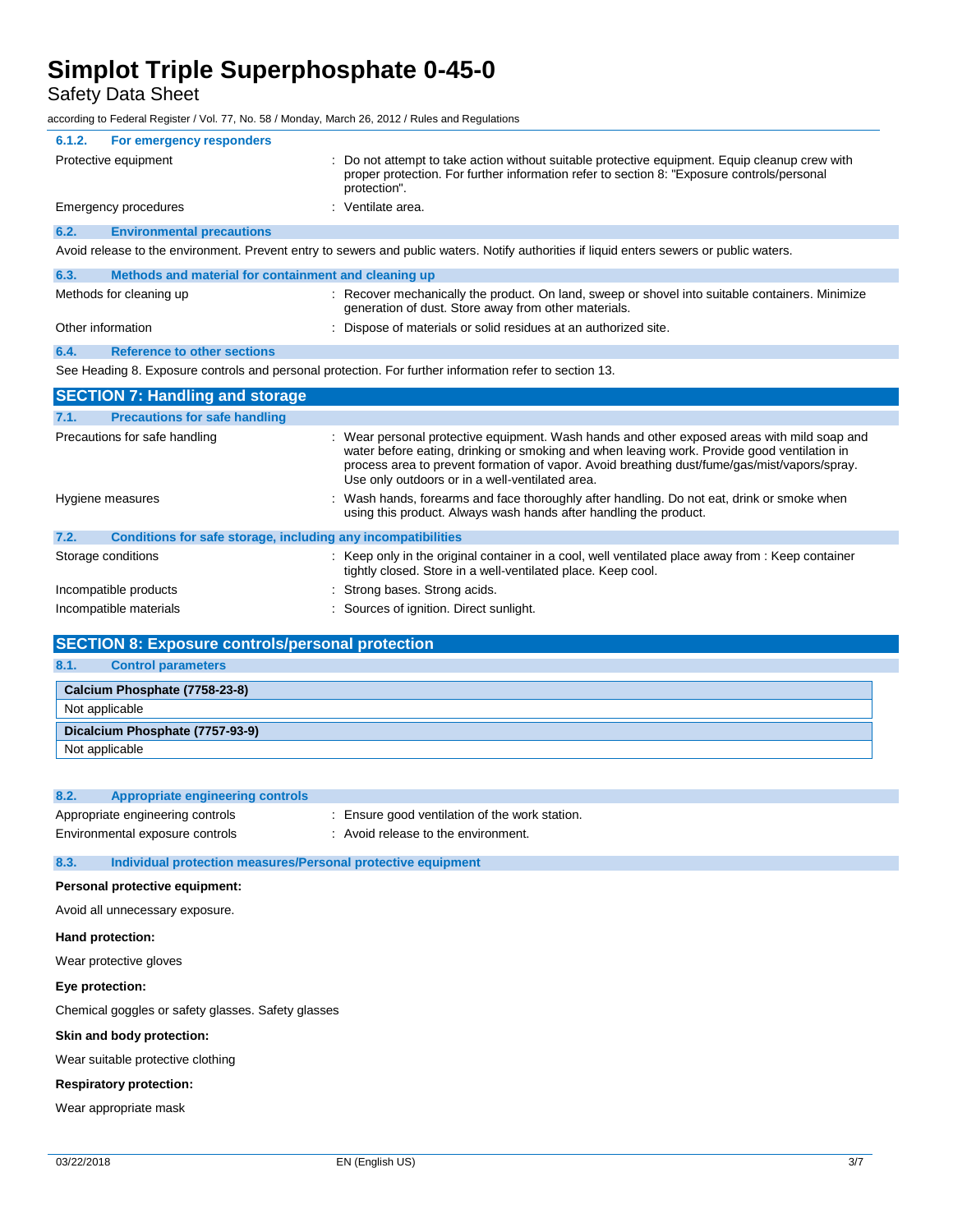#### 6.1.2. For emergency responders

| | |
|---|---|
| Protective equipment | : Do not attempt to take action without suitable protective equipment. Equip cleanup crew with proper protection. For further information refer to section 8: "Exposure controls/personal protection". |
| Emergency procedures | : Ventilate area. |

### 6.2. Environmental precautions

Avoid release to the environment. Prevent entry to sewers and public waters. Notify authorities if liquid enters sewers or public waters.

### 6.3. Methods and material for containment and cleaning up

| | |
|---|---|
| Methods for cleaning up | : Recover mechanically the product. On land, sweep or shovel into suitable containers. Minimize generation of dust. Store away from other materials. |
| Other information | : Dispose of materials or solid residues at an authorized site. |

### 6.4. Reference to other sections

See Heading 8. Exposure controls and personal protection. For further information refer to section 13.

## SECTION 7: Handling and storage

### 7.1. Precautions for safe handling

| | |
|---|---|
| Precautions for safe handling | : Wear personal protective equipment. Wash hands and other exposed areas with mild soap and water before eating, drinking or smoking and when leaving work. Provide good ventilation in process area to prevent formation of vapor. Avoid breathing dust/fume/gas/mist/vapors/spray. Use only outdoors or in a well-ventilated area. |
| Hygiene measures | : Wash hands, forearms and face thoroughly after handling. Do not eat, drink or smoke when using this product. Always wash hands after handling the product. |

### 7.2. Conditions for safe storage, including any incompatibilities

| | |
|---|---|
| Storage conditions | : Keep only in the original container in a cool, well ventilated place away from : Keep container tightly closed. Store in a well-ventilated place. Keep cool. |
| Incompatible products | : Strong bases. Strong acids. |
| Incompatible materials | : Sources of ignition. Direct sunlight. |

## SECTION 8: Exposure controls/personal protection

### 8.1. Control parameters

| Calcium Phosphate (7758-23-8) |
|---|
| Not applicable |

| Dicalcium Phosphate (7757-93-9) |
|---|
| Not applicable |

### 8.2. Appropriate engineering controls

| | |
|---|---|
| Appropriate engineering controls | : Ensure good ventilation of the work station. |
| Environmental exposure controls | : Avoid release to the environment. |

### 8.3. Individual protection measures/Personal protective equipment

**Personal protective equipment:**

Avoid all unnecessary exposure.

**Hand protection:**

Wear protective gloves

**Eye protection:**

Chemical goggles or safety glasses. Safety glasses

**Skin and body protection:**

Wear suitable protective clothing

**Respiratory protection:**

Wear appropriate mask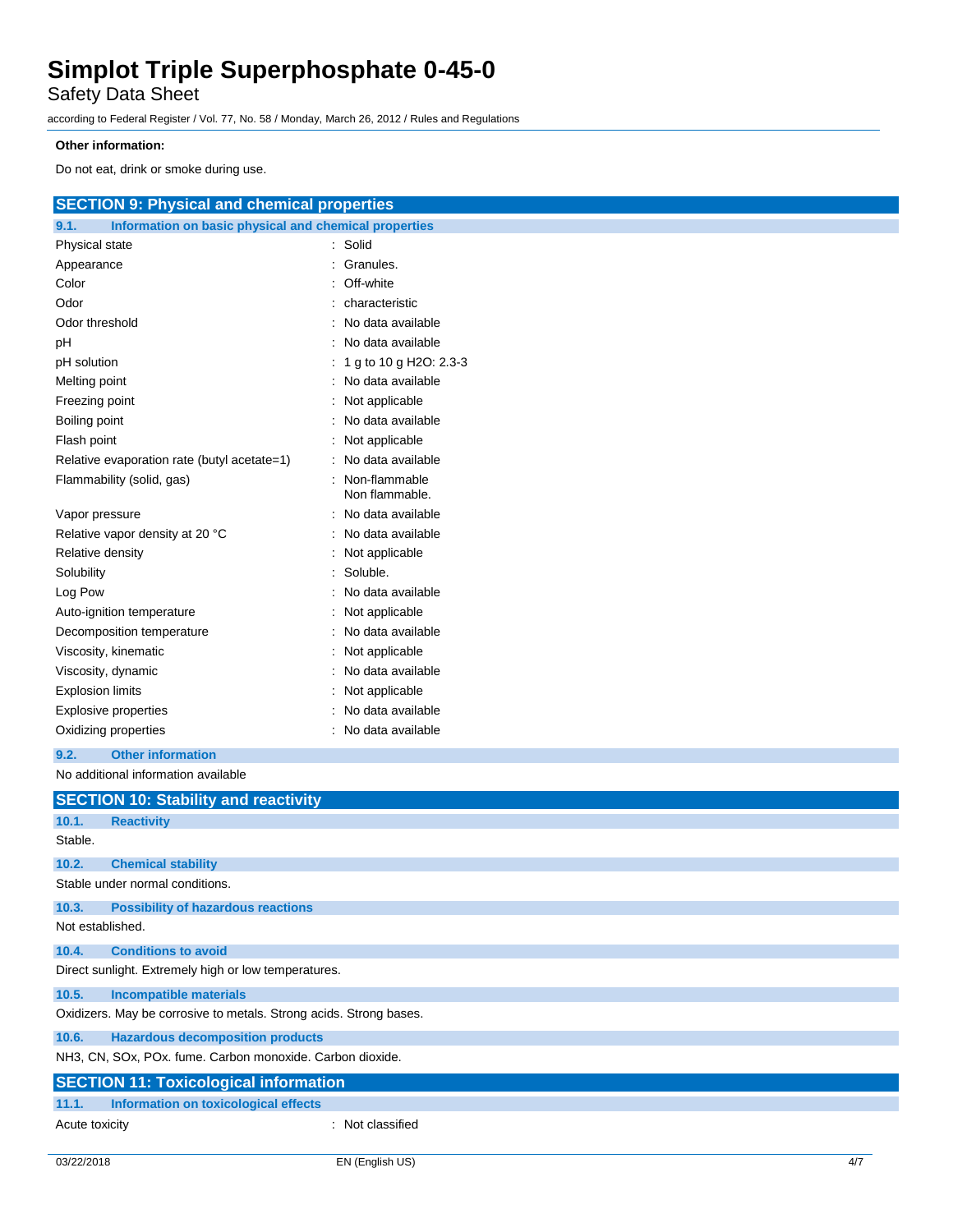**Other information:**

Do not eat, drink or smoke during use.

## SECTION 9: Physical and chemical properties

### 9.1. Information on basic physical and chemical properties

| | |
|---|---|
| Physical state | : Solid |
| Appearance | : Granules. |
| Color | : Off-white |
| Odor | : characteristic |
| Odor threshold | : No data available |
| pH | : No data available |
| pH solution | : 1 g to 10 g $H_2O$: 2.3-3 |
| Melting point | : No data available |
| Freezing point | : Not applicable |
| Boiling point | : No data available |
| Flash point | : Not applicable |
| Relative evaporation rate (butyl acetate=1) | : No data available |
| Flammability (solid, gas) | : Non-flammable<br>Non flammable. |
| Vapor pressure | : No data available |
| Relative vapor density at 20 °C | : No data available |
| Relative density | : Not applicable |
| Solubility | : Soluble. |
| Log Pow | : No data available |
| Auto-ignition temperature | : Not applicable |
| Decomposition temperature | : No data available |
| Viscosity, kinematic | : Not applicable |
| Viscosity, dynamic | : No data available |
| Explosion limits | : Not applicable |
| Explosive properties | : No data available |
| Oxidizing properties | : No data available |

### 9.2. Other information

No additional information available

## SECTION 10: Stability and reactivity

### 10.1. Reactivity

Stable.

### 10.2. Chemical stability

Stable under normal conditions.

### 10.3. Possibility of hazardous reactions

Not established.

### 10.4. Conditions to avoid

Direct sunlight. Extremely high or low temperatures.

### 10.5. Incompatible materials

Oxidizers. May be corrosive to metals. Strong acids. Strong bases.

### 10.6. Hazardous decomposition products

$NH_3$, CN, $SO_x$, $PO_x$ fume. Carbon monoxide. Carbon dioxide.

## SECTION 11: Toxicological information

### 11.1. Information on toxicological effects

| | |
|---|---|
| Acute toxicity | : Not classified |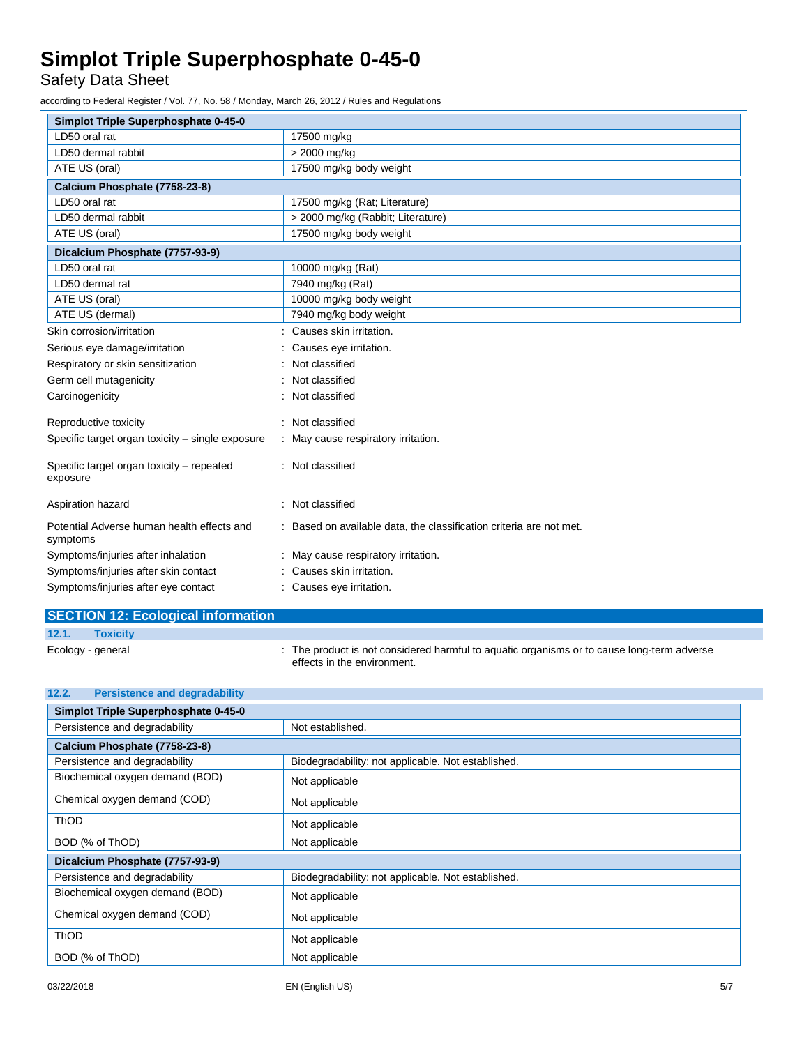| Simplot Triple Superphosphate 0-45-0 | |
|---|---|
| LD50 oral rat | 17500 mg/kg |
| LD50 dermal rabbit | > 2000 mg/kg |
| ATE US (oral) | 17500 mg/kg body weight |
| **Calcium Phosphate (7758-23-8)** | |
| LD50 oral rat | 17500 mg/kg (Rat; Literature) |
| LD50 dermal rabbit | > 2000 mg/kg (Rabbit; Literature) |
| ATE US (oral) | 17500 mg/kg body weight |
| **Dicalcium Phosphate (7757-93-9)** | |
| LD50 oral rat | 10000 mg/kg (Rat) |
| LD50 dermal rat | 7940 mg/kg (Rat) |
| ATE US (oral) | 10000 mg/kg body weight |
| ATE US (dermal) | 7940 mg/kg body weight |

Skin corrosion/irritation : Causes skin irritation.

Serious eye damage/irritation : Causes eye irritation.

Respiratory or skin sensitization : Not classified

Germ cell mutagenicity : Not classified

Carcinogenicity : Not classified

Reproductive toxicity : Not classified

Specific target organ toxicity – single exposure : May cause respiratory irritation.

Specific target organ toxicity – repeated exposure : Not classified

Aspiration hazard : Not classified

Potential Adverse human health effects and symptoms : Based on available data, the classification criteria are not met.

Symptoms/injuries after inhalation : May cause respiratory irritation.

Symptoms/injuries after skin contact : Causes skin irritation.

Symptoms/injuries after eye contact : Causes eye irritation.

## SECTION 12: Ecological information

### 12.1. Toxicity

Ecology - general : The product is not considered harmful to aquatic organisms or to cause long-term adverse effects in the environment.

### 12.2. Persistence and degradability

| Simplot Triple Superphosphate 0-45-0 | |
|---|---|
| Persistence and degradability | Not established. |
| **Calcium Phosphate (7758-23-8)** | |
| Persistence and degradability | Biodegradability: not applicable. Not established. |
| Biochemical oxygen demand (BOD) | Not applicable |
| Chemical oxygen demand (COD) | Not applicable |
| ThOD | Not applicable |
| BOD (% of ThOD) | Not applicable |
| **Dicalcium Phosphate (7757-93-9)** | |
| Persistence and degradability | Biodegradability: not applicable. Not established. |
| Biochemical oxygen demand (BOD) | Not applicable |
| Chemical oxygen demand (COD) | Not applicable |
| ThOD | Not applicable |
| BOD (% of ThOD) | Not applicable |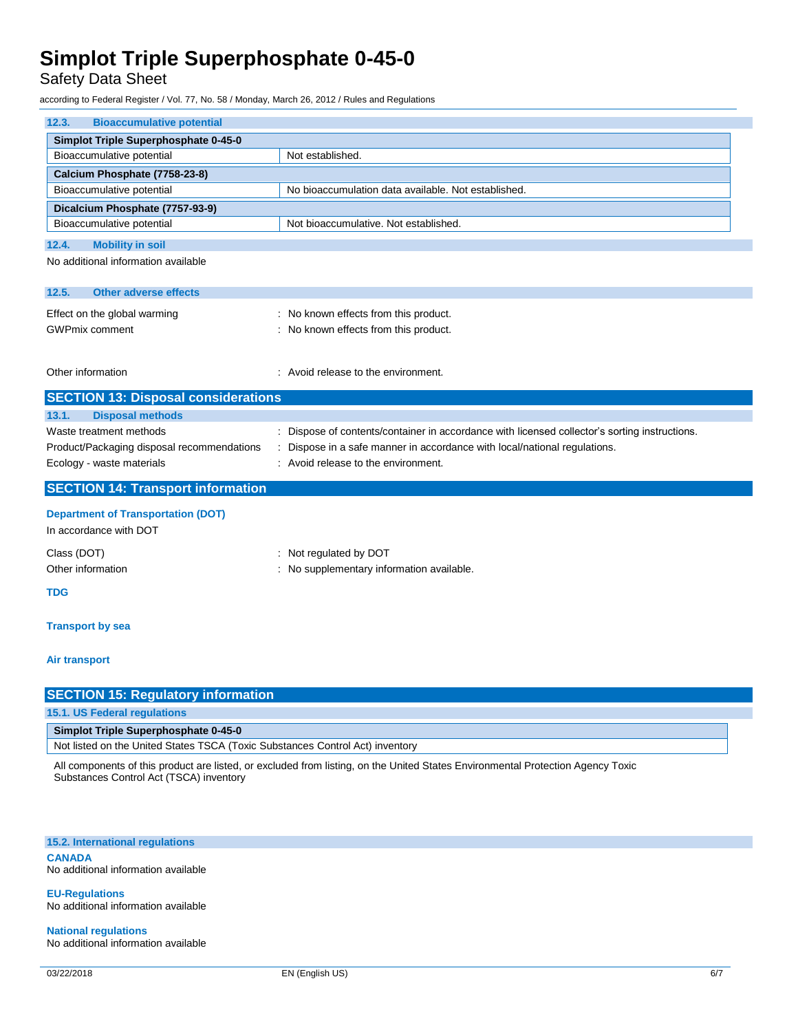### 12.3. Bioaccumulative potential

| Simplot Triple Superphosphate 0-45-0 | |
|---|---|
| Bioaccumulative potential | Not established. |

| Calcium Phosphate (7758-23-8) | |
|---|---|
| Bioaccumulative potential | No bioaccumulation data available. Not established. |

| Dicalcium Phosphate (7757-93-9) | |
|---|---|
| Bioaccumulative potential | Not bioaccumulative. Not established. |

### 12.4. Mobility in soil

No additional information available

### 12.5. Other adverse effects

Effect on the global warming : No known effects from this product.

GWPmix comment : No known effects from this product.

Other information : Avoid release to the environment.

## SECTION 13: Disposal considerations

### 13.1. Disposal methods

Waste treatment methods : Dispose of contents/container in accordance with licensed collector's sorting instructions.

Product/Packaging disposal recommendations : Dispose in a safe manner in accordance with local/national regulations.

Ecology - waste materials : Avoid release to the environment.

## SECTION 14: Transport information

**Department of Transportation (DOT)**

In accordance with DOT

Class (DOT) : Not regulated by DOT

Other information : No supplementary information available.

**TDG**

**Transport by sea**

**Air transport**

## SECTION 15: Regulatory information

### 15.1. US Federal regulations

| Simplot Triple Superphosphate 0-45-0 |
|---|
| Not listed on the United States TSCA (Toxic Substances Control Act) inventory |

All components of this product are listed, or excluded from listing, on the United States Environmental Protection Agency Toxic Substances Control Act (TSCA) inventory

### 15.2. International regulations

**CANADA**

No additional information available

**EU-Regulations**

No additional information available

**National regulations**

No additional information available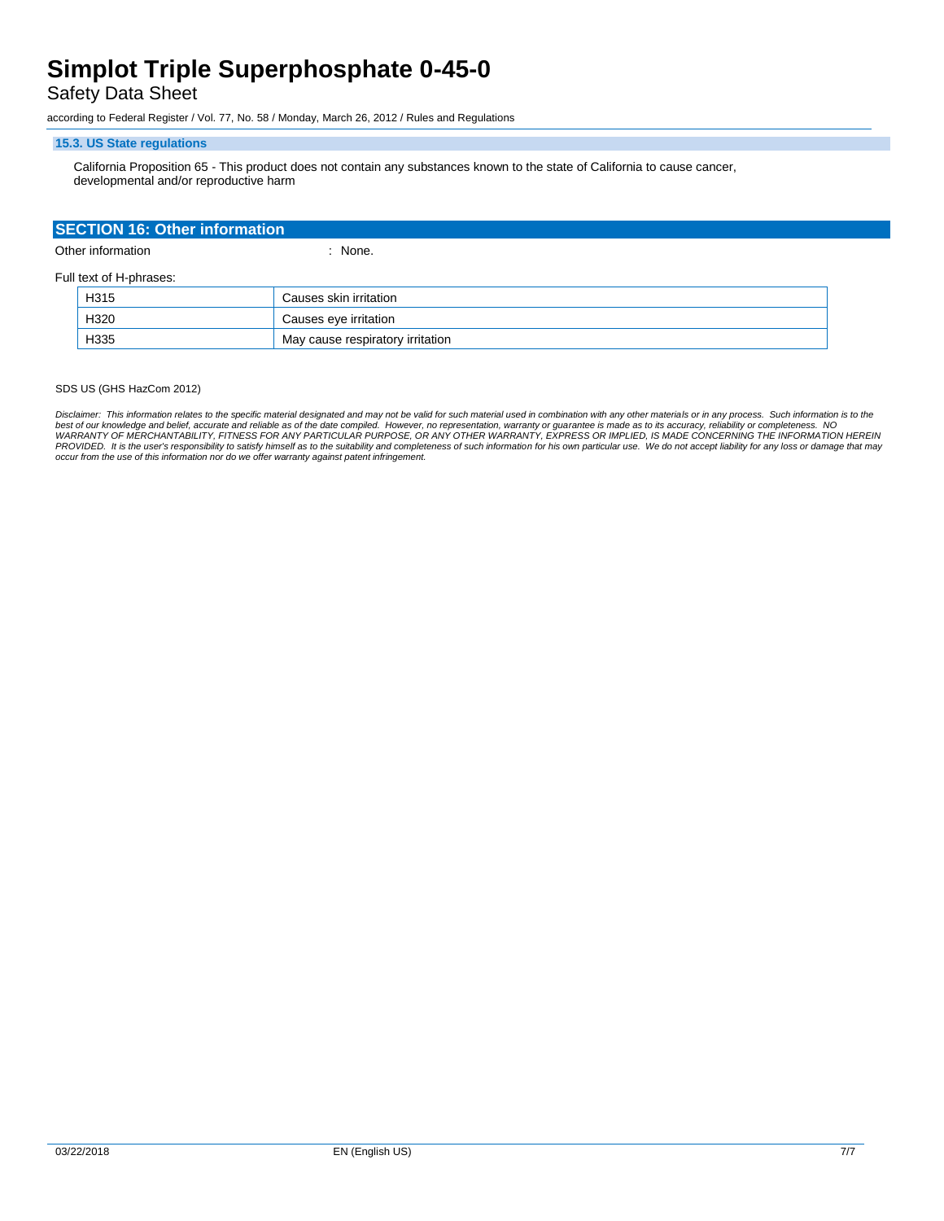### 15.3. US State regulations

California Proposition 65 - This product does not contain any substances known to the state of California to cause cancer, developmental and/or reproductive harm

## SECTION 16: Other information

Other information : None.

Full text of H-phrases:

| | |
|---|---|
| H315 | Causes skin irritation |
| H320 | Causes eye irritation |
| H335 | May cause respiratory irritation |

SDS US (GHS HazCom 2012)

*Disclaimer: This information relates to the specific material designated and may not be valid for such material used in combination with any other materials or in any process. Such information is to the best of our knowledge and belief, accurate and reliable as of the date compiled. However, no representation, warranty or guarantee is made as to its accuracy, reliability or completeness. NO WARRANTY OF MERCHANTABILITY, FITNESS FOR ANY PARTICULAR PURPOSE, OR ANY OTHER WARRANTY, EXPRESS OR IMPLIED, IS MADE CONCERNING THE INFORMATION HEREIN PROVIDED. It is the user's responsibility to satisfy himself as to the suitability and completeness of such information for his own particular use. We do not accept liability for any loss or damage that may occur from the use of this information nor do we offer warranty against patent infringement.*